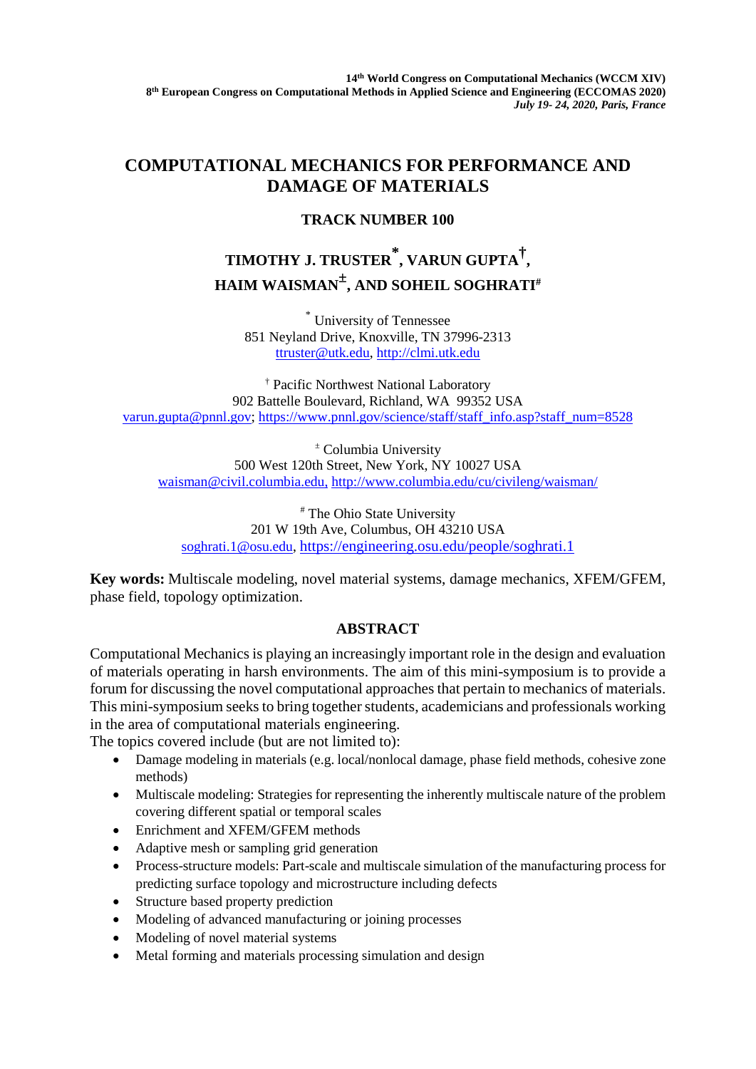14th World Congress on Computational Mechanics (WCCM XIV)
8th European Congress on Computational Methods in Applied Science and Engineering (ECCOMAS 2020)
*July 19- 24, 2020, Paris, France*

# COMPUTATIONAL MECHANICS FOR PERFORMANCE AND DAMAGE OF MATERIALS

## TRACK NUMBER 100

**TIMOTHY J. TRUSTER[*], VARUN GUPTA[†], HAIM WAISMAN[±], AND SOHEIL SOGHRATI[#]**

[*] University of Tennessee
851 Neyland Drive, Knoxville, TN 37996-2313
ttruster@utk.edu, http://clmi.utk.edu

[†] Pacific Northwest National Laboratory
902 Battelle Boulevard, Richland, WA 99352 USA
varun.gupta@pnnl.gov; https://www.pnnl.gov/science/staff/staff_info.asp?staff_num=8528

[±] Columbia University
500 West 120th Street, New York, NY 10027 USA
waisman@civil.columbia.edu, http://www.columbia.edu/cu/civileng/waisman/

[#] The Ohio State University
201 W 19th Ave, Columbus, OH 43210 USA
soghrati.1@osu.edu, https://engineering.osu.edu/people/soghrati.1

**Key words:** Multiscale modeling, novel material systems, damage mechanics, XFEM/GFEM, phase field, topology optimization.

## ABSTRACT

Computational Mechanics is playing an increasingly important role in the design and evaluation of materials operating in harsh environments. The aim of this mini-symposium is to provide a forum for discussing the novel computational approaches that pertain to mechanics of materials. This mini-symposium seeks to bring together students, academicians and professionals working in the area of computational materials engineering.
The topics covered include (but are not limited to):

- Damage modeling in materials (e.g. local/nonlocal damage, phase field methods, cohesive zone methods)
- Multiscale modeling: Strategies for representing the inherently multiscale nature of the problem covering different spatial or temporal scales
- Enrichment and XFEM/GFEM methods
- Adaptive mesh or sampling grid generation
- Process-structure models: Part-scale and multiscale simulation of the manufacturing process for predicting surface topology and microstructure including defects
- Structure based property prediction
- Modeling of advanced manufacturing or joining processes
- Modeling of novel material systems
- Metal forming and materials processing simulation and design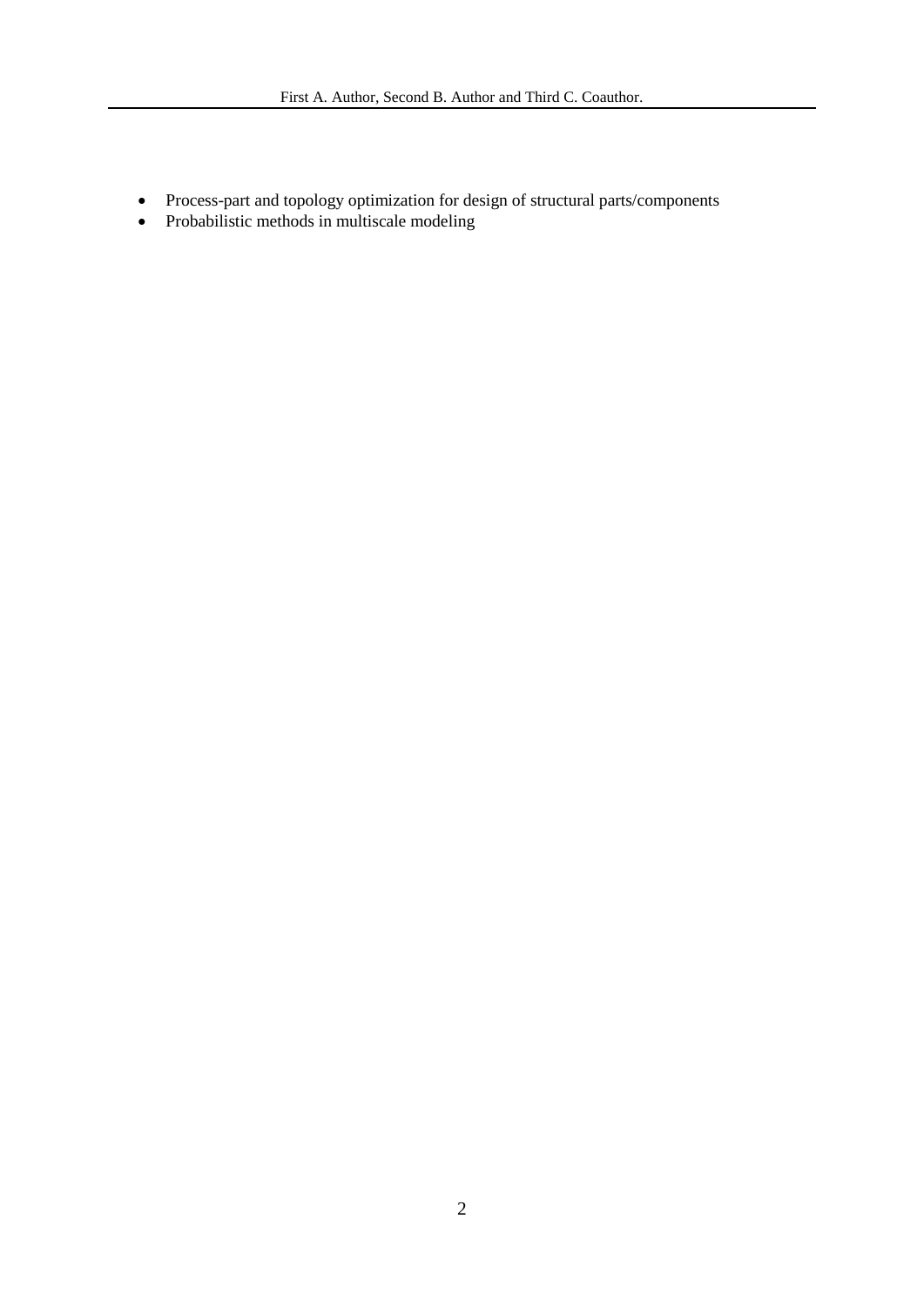- Process-part and topology optimization for design of structural parts/components
- Probabilistic methods in multiscale modeling